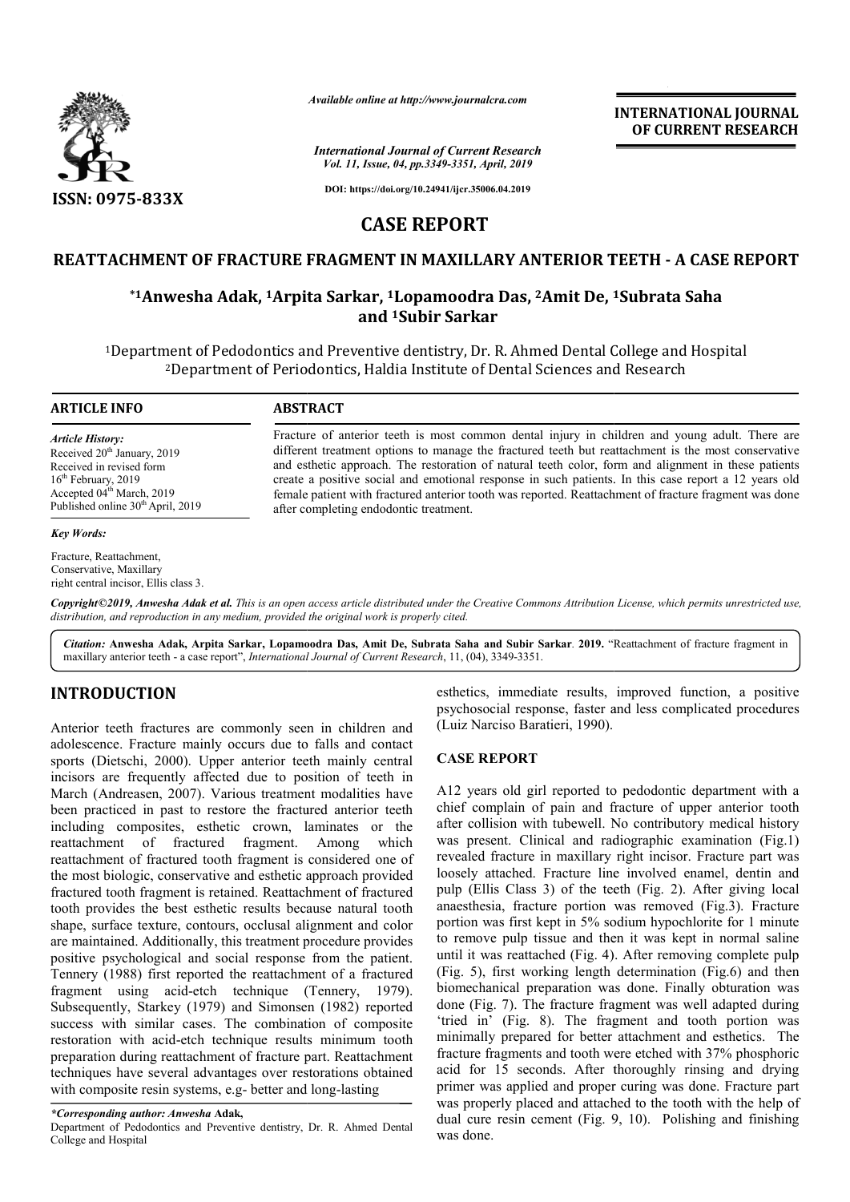*Available online at http://www.journalcra.com*

*International Journal of Current Research*
*Vol. 11, Issue, 04, pp.3349-3351, April, 2019*

**DOI: https://doi.org/10.24941/ijcr.35006.04.2019**

**ISSN: 0975-833X**

**INTERNATIONAL JOURNAL OF CURRENT RESEARCH**

# CASE REPORT

## REATTACHMENT OF FRACTURE FRAGMENT IN MAXILLARY ANTERIOR TEETH - A CASE REPORT

**\*[1]Anwesha Adak, [1]Arpita Sarkar, [1]Lopamoodra Das, [2]Amit De, [1]Subrata Saha and [1]Subir Sarkar**

[1]Department of Pedodontics and Preventive dentistry, Dr. R. Ahmed Dental College and Hospital
[2]Department of Periodontics, Haldia Institute of Dental Sciences and Research

**ARTICLE INFO**

*Article History:*
Received 20th January, 2019
Received in revised form
16th February, 2019
Accepted 04th March, 2019
Published online 30th April, 2019

*Key Words:*

Fracture, Reattachment, Conservative, Maxillary right central incisor, Ellis class 3.

**ABSTRACT**

Fracture of anterior teeth is most common dental injury in children and young adult. There are different treatment options to manage the fractured teeth but reattachment is the most conservative and esthetic approach. The restoration of natural teeth color, form and alignment in these patients create a positive social and emotional response in such patients. In this case report a 12 years old female patient with fractured anterior tooth was reported. Reattachment of fracture fragment was done after completing endodontic treatment.

*Copyright©2019, Anwesha Adak et al. This is an open access article distributed under the Creative Commons Attribution License, which permits unrestricted use, distribution, and reproduction in any medium, provided the original work is properly cited.*

***Citation:* Anwesha Adak, Arpita Sarkar, Lopamoodra Das, Amit De, Subrata Saha and Subir Sarkar. 2019.** "Reattachment of fracture fragment in maxillary anterior teeth - a case report", *International Journal of Current Research*, 11, (04), 3349-3351.

# INTRODUCTION

Anterior teeth fractures are commonly seen in children and adolescence. Fracture mainly occurs due to falls and contact sports (Dietschi, 2000). Upper anterior teeth mainly central incisors are frequently affected due to position of teeth in March (Andreasen, 2007). Various treatment modalities have been practiced in past to restore the fractured anterior teeth including composites, esthetic crown, laminates or the reattachment of fractured fragment. Among which reattachment of fractured tooth fragment is considered one of the most biologic, conservative and esthetic approach provided fractured tooth fragment is retained. Reattachment of fractured tooth provides the best esthetic results because natural tooth shape, surface texture, contours, occlusal alignment and color are maintained. Additionally, this treatment procedure provides positive psychological and social response from the patient. Tennery (1988) first reported the reattachment of a fractured fragment using acid-etch technique (Tennery, 1979). Subsequently, Starkey (1979) and Simonsen (1982) reported success with similar cases. The combination of composite restoration with acid-etch technique results minimum tooth preparation during reattachment of fracture part. Reattachment techniques have several advantages over restorations obtained with composite resin systems, e.g- better and long-lasting esthetics, immediate results, improved function, a positive psychosocial response, faster and less complicated procedures (Luiz Narciso Baratieri, 1990).

## CASE REPORT

A12 years old girl reported to pedodontic department with a chief complain of pain and fracture of upper anterior tooth after collision with tubewell. No contributory medical history was present. Clinical and radiographic examination (Fig.1) revealed fracture in maxillary right incisor. Fracture part was loosely attached. Fracture line involved enamel, dentin and pulp (Ellis Class 3) of the teeth (Fig. 2). After giving local anaesthesia, fracture portion was removed (Fig.3). Fracture portion was first kept in 5% sodium hypochlorite for 1 minute to remove pulp tissue and then it was kept in normal saline until it was reattached (Fig. 4). After removing complete pulp (Fig. 5), first working length determination (Fig.6) and then biomechanical preparation was done. Finally obturation was done (Fig. 7). The fracture fragment was well adapted during 'tried in' (Fig. 8). The fragment and tooth portion was minimally prepared for better attachment and esthetics. The fracture fragments and tooth were etched with 37% phosphoric acid for 15 seconds. After thoroughly rinsing and drying primer was applied and proper curing was done. Fracture part was properly placed and attached to the tooth with the help of dual cure resin cement (Fig. 9, 10). Polishing and finishing was done.

*\*Corresponding author: Anwesha Adak,*
Department of Pedodontics and Preventive dentistry, Dr. R. Ahmed Dental College and Hospital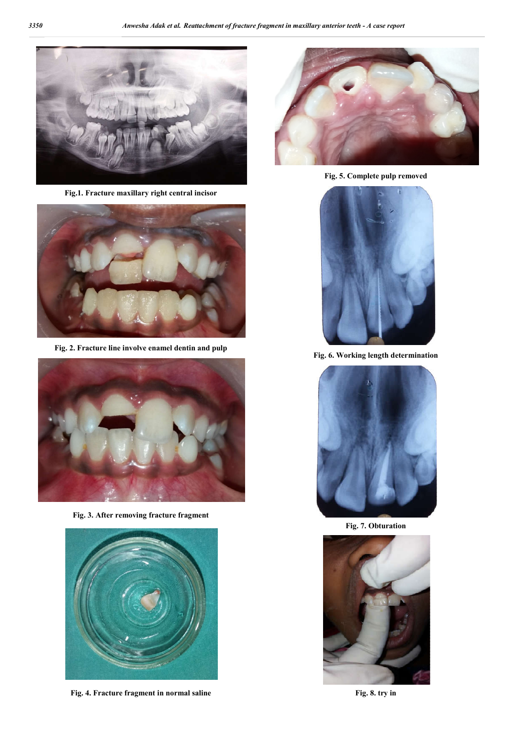Fig.1. Fracture maxillary right central incisor

Fig. 2. Fracture line involve enamel dentin and pulp

Fig. 3. After removing fracture fragment

Fig. 4. Fracture fragment in normal saline

Fig. 5. Complete pulp removed

Fig. 6. Working length determination

Fig. 7. Obturation

Fig. 8. try in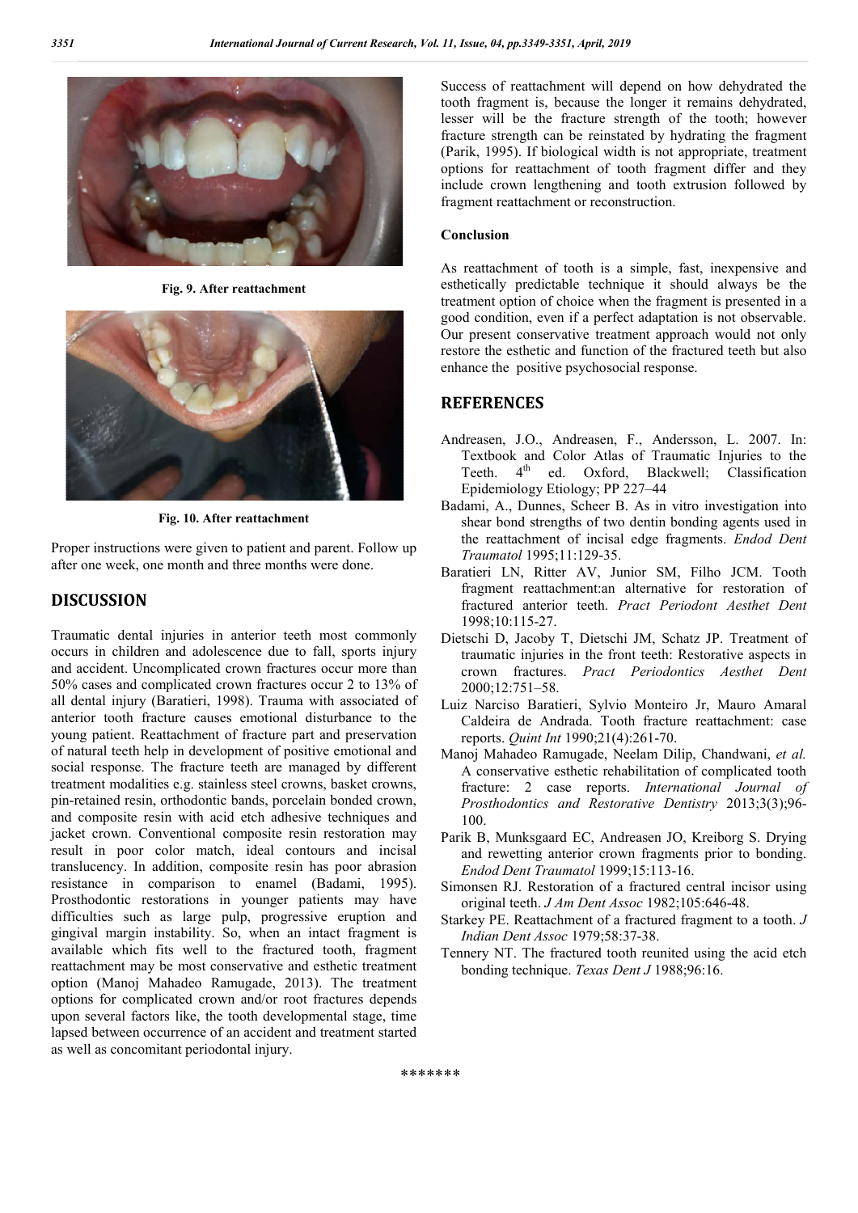Fig. 9. After reattachment

Fig. 10. After reattachment

Proper instructions were given to patient and parent. Follow up after one week, one month and three months were done.

## DISCUSSION

Traumatic dental injuries in anterior teeth most commonly occurs in children and adolescence due to fall, sports injury and accident. Uncomplicated crown fractures occur more than 50% cases and complicated crown fractures occur 2 to 13% of all dental injury (Baratieri, 1998). Trauma with associated of anterior tooth fracture causes emotional disturbance to the young patient. Reattachment of fracture part and preservation of natural teeth help in development of positive emotional and social response. The fracture teeth are managed by different treatment modalities e.g. stainless steel crowns, basket crowns, pin-retained resin, orthodontic bands, porcelain bonded crown, and composite resin with acid etch adhesive techniques and jacket crown. Conventional composite resin restoration may result in poor color match, ideal contours and incisal translucency. In addition, composite resin has poor abrasion resistance in comparison to enamel (Badami, 1995). Prosthodontic restorations in younger patients may have difficulties such as large pulp, progressive eruption and gingival margin instability. So, when an intact fragment is available which fits well to the fractured tooth, fragment reattachment may be most conservative and esthetic treatment option (Manoj Mahadeo Ramugade, 2013). The treatment options for complicated crown and/or root fractures depends upon several factors like, the tooth developmental stage, time lapsed between occurrence of an accident and treatment started as well as concomitant periodontal injury.

Success of reattachment will depend on how dehydrated the tooth fragment is, because the longer it remains dehydrated, lesser will be the fracture strength of the tooth; however fracture strength can be reinstated by hydrating the fragment (Parik, 1995). If biological width is not appropriate, treatment options for reattachment of tooth fragment differ and they include crown lengthening and tooth extrusion followed by fragment reattachment or reconstruction.

### Conclusion

As reattachment of tooth is a simple, fast, inexpensive and esthetically predictable technique it should always be the treatment option of choice when the fragment is presented in a good condition, even if a perfect adaptation is not observable. Our present conservative treatment approach would not only restore the esthetic and function of the fractured teeth but also enhance the positive psychosocial response.

## REFERENCES

- Andreasen, J.O., Andreasen, F., Andersson, L. 2007. In: Textbook and Color Atlas of Traumatic Injuries to the Teeth. 4th ed. Oxford, Blackwell; Classification Epidemiology Etiology; PP 227–44
- Badami, A., Dunnes, Scheer B. As in vitro investigation into shear bond strengths of two dentin bonding agents used in the reattachment of incisal edge fragments. *Endod Dent Traumatol* 1995;11:129-35.
- Baratieri LN, Ritter AV, Junior SM, Filho JCM. Tooth fragment reattachment:an alternative for restoration of fractured anterior teeth. *Pract Periodont Aesthet Dent* 1998;10:115-27.
- Dietschi D, Jacoby T, Dietschi JM, Schatz JP. Treatment of traumatic injuries in the front teeth: Restorative aspects in crown fractures. *Pract Periodontics Aesthet Dent* 2000;12:751–58.
- Luiz Narciso Baratieri, Sylvio Monteiro Jr, Mauro Amaral Caldeira de Andrada. Tooth fracture reattachment: case reports. *Quint Int* 1990;21(4):261-70.
- Manoj Mahadeo Ramugade, Neelam Dilip, Chandwani, *et al.* A conservative esthetic rehabilitation of complicated tooth fracture: 2 case reports. *International Journal of Prosthodontics and Restorative Dentistry* 2013;3(3);96-100.
- Parik B, Munksgaard EC, Andreasen JO, Kreiborg S. Drying and rewetting anterior crown fragments prior to bonding. *Endod Dent Traumatol* 1999;15:113-16.
- Simonsen RJ. Restoration of a fractured central incisor using original teeth. *J Am Dent Assoc* 1982;105:646-48.
- Starkey PE. Reattachment of a fractured fragment to a tooth. *J Indian Dent Assoc* 1979;58:37-38.
- Tennery NT. The fractured tooth reunited using the acid etch bonding technique. *Texas Dent J* 1988;96:16.

\*\*\*\*\*\*\*